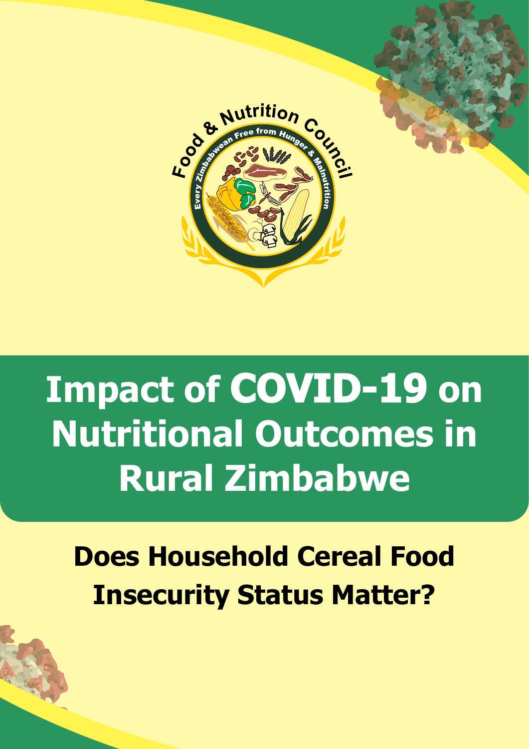Food & Nutrition Council

Every Zimbabwean Free from Hunger & Malnutrition

# Impact of COVID-19 on Nutritional Outcomes in Rural Zimbabwe

## Does Household Cereal Food Insecurity Status Matter?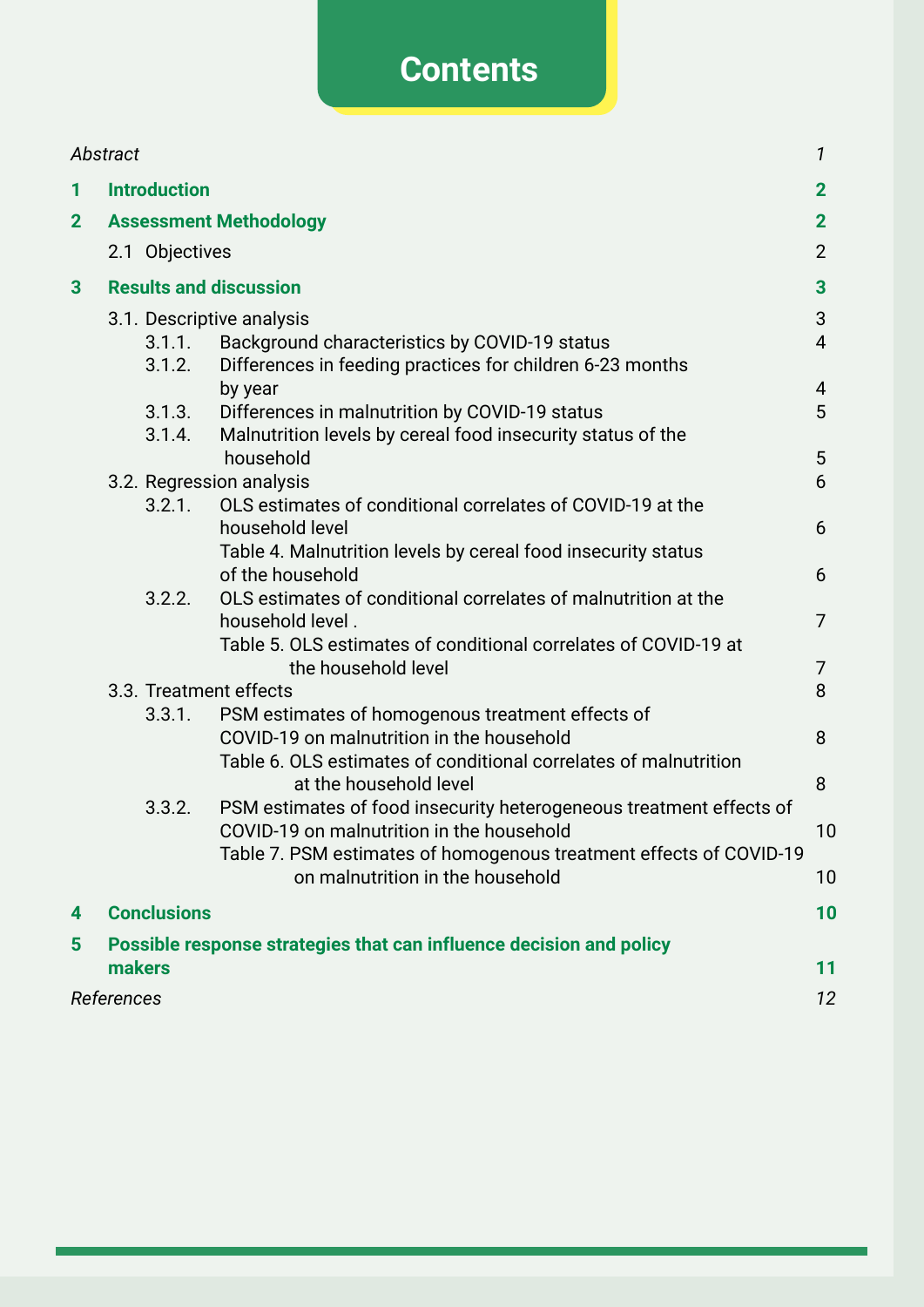# Contents

| | | |
|---|---|---|
| *Abstract* | | *1* |
| **1** | **Introduction** | **2** |
| **2** | **Assessment Methodology** | **2** |
| | 2.1 Objectives | 2 |
| **3** | **Results and discussion** | **3** |
| | 3.1. Descriptive analysis | 3 |
| | 3.1.1. Background characteristics by COVID-19 status | 4 |
| | 3.1.2. Differences in feeding practices for children 6-23 months by year | 4 |
| | 3.1.3. Differences in malnutrition by COVID-19 status | 5 |
| | 3.1.4. Malnutrition levels by cereal food insecurity status of the household | 5 |
| | 3.2. Regression analysis | 6 |
| | 3.2.1. OLS estimates of conditional correlates of COVID-19 at the household level | 6 |
| | Table 4. Malnutrition levels by cereal food insecurity status of the household | 6 |
| | 3.2.2. OLS estimates of conditional correlates of malnutrition at the household level . | 7 |
| | Table 5. OLS estimates of conditional correlates of COVID-19 at the household level | 7 |
| | 3.3. Treatment effects | 8 |
| | 3.3.1. PSM estimates of homogenous treatment effects of COVID-19 on malnutrition in the household | 8 |
| | Table 6. OLS estimates of conditional correlates of malnutrition at the household level | 8 |
| | 3.3.2. PSM estimates of food insecurity heterogeneous treatment effects of COVID-19 on malnutrition in the household | 10 |
| | Table 7. PSM estimates of homogenous treatment effects of COVID-19 on malnutrition in the household | 10 |
| **4** | **Conclusions** | **10** |
| **5** | **Possible response strategies that can influence decision and policy makers** | **11** |
| *References* | | *12* |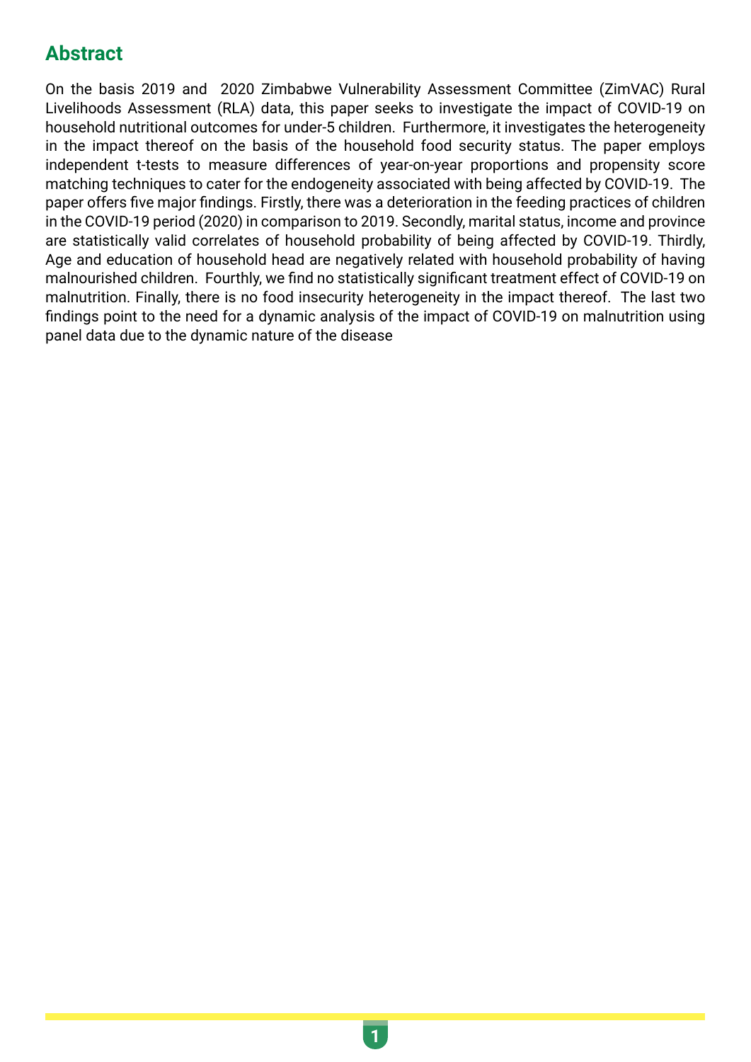## Abstract

On the basis 2019 and 2020 Zimbabwe Vulnerability Assessment Committee (ZimVAC) Rural Livelihoods Assessment (RLA) data, this paper seeks to investigate the impact of COVID-19 on household nutritional outcomes for under-5 children. Furthermore, it investigates the heterogeneity in the impact thereof on the basis of the household food security status. The paper employs independent t-tests to measure differences of year-on-year proportions and propensity score matching techniques to cater for the endogeneity associated with being affected by COVID-19. The paper offers five major findings. Firstly, there was a deterioration in the feeding practices of children in the COVID-19 period (2020) in comparison to 2019. Secondly, marital status, income and province are statistically valid correlates of household probability of being affected by COVID-19. Thirdly, Age and education of household head are negatively related with household probability of having malnourished children. Fourthly, we find no statistically significant treatment effect of COVID-19 on malnutrition. Finally, there is no food insecurity heterogeneity in the impact thereof. The last two findings point to the need for a dynamic analysis of the impact of COVID-19 on malnutrition using panel data due to the dynamic nature of the disease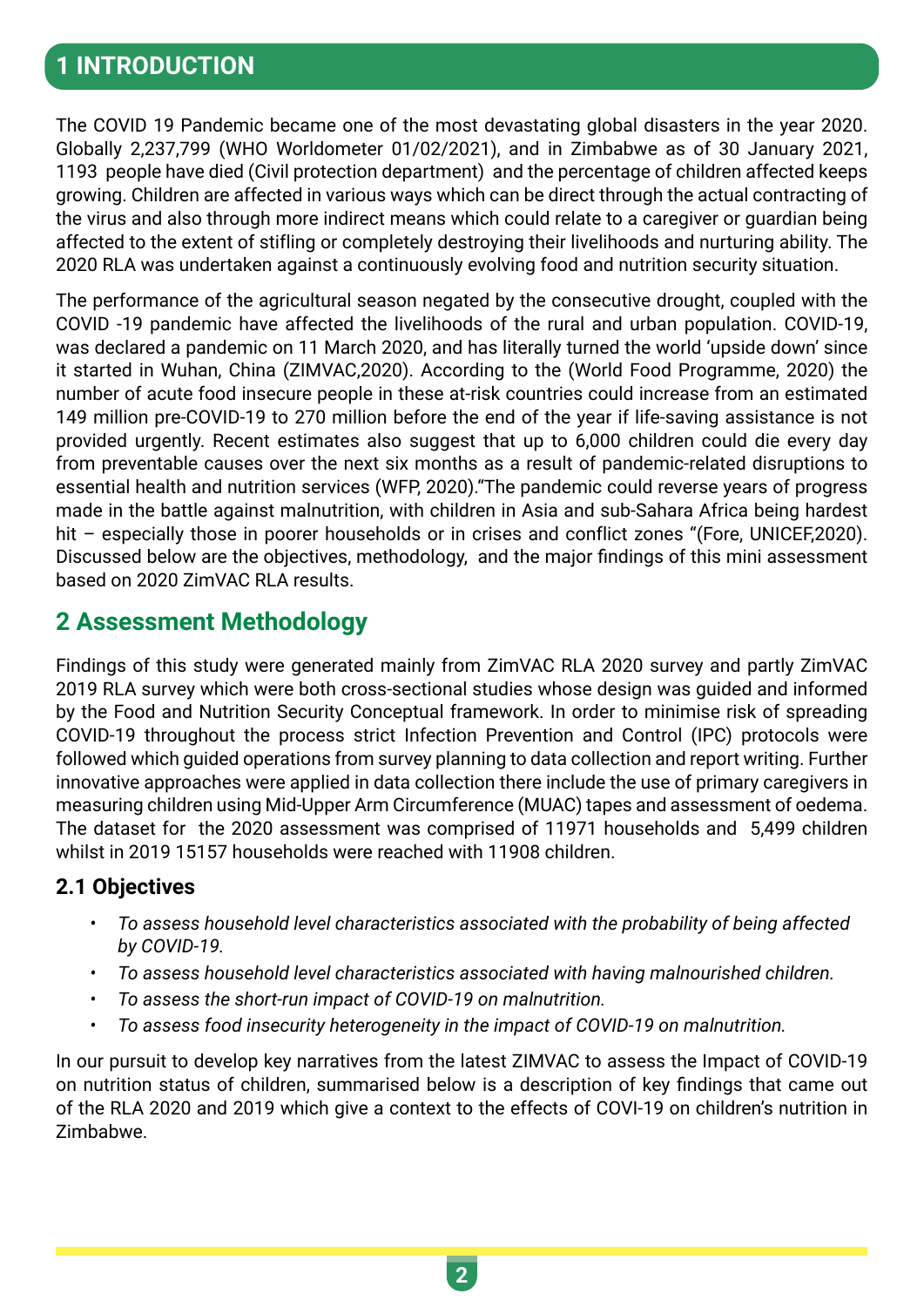# 1 INTRODUCTION

The COVID 19 Pandemic became one of the most devastating global disasters in the year 2020. Globally 2,237,799 (WHO Worldometer 01/02/2021), and in Zimbabwe as of 30 January 2021, 1193 people have died (Civil protection department) and the percentage of children affected keeps growing. Children are affected in various ways which can be direct through the actual contracting of the virus and also through more indirect means which could relate to a caregiver or guardian being affected to the extent of stifling or completely destroying their livelihoods and nurturing ability. The 2020 RLA was undertaken against a continuously evolving food and nutrition security situation.

The performance of the agricultural season negated by the consecutive drought, coupled with the COVID -19 pandemic have affected the livelihoods of the rural and urban population. COVID-19, was declared a pandemic on 11 March 2020, and has literally turned the world 'upside down' since it started in Wuhan, China (ZIMVAC,2020). According to the (World Food Programme, 2020) the number of acute food insecure people in these at-risk countries could increase from an estimated 149 million pre-COVID-19 to 270 million before the end of the year if life-saving assistance is not provided urgently. Recent estimates also suggest that up to 6,000 children could die every day from preventable causes over the next six months as a result of pandemic-related disruptions to essential health and nutrition services (WFP, 2020)."The pandemic could reverse years of progress made in the battle against malnutrition, with children in Asia and sub-Sahara Africa being hardest hit – especially those in poorer households or in crises and conflict zones "(Fore, UNICEF,2020). Discussed below are the objectives, methodology, and the major findings of this mini assessment based on 2020 ZimVAC RLA results.

## 2 Assessment Methodology

Findings of this study were generated mainly from ZimVAC RLA 2020 survey and partly ZimVAC 2019 RLA survey which were both cross-sectional studies whose design was guided and informed by the Food and Nutrition Security Conceptual framework. In order to minimise risk of spreading COVID-19 throughout the process strict Infection Prevention and Control (IPC) protocols were followed which guided operations from survey planning to data collection and report writing. Further innovative approaches were applied in data collection there include the use of primary caregivers in measuring children using Mid-Upper Arm Circumference (MUAC) tapes and assessment of oedema. The dataset for the 2020 assessment was comprised of 11971 households and 5,499 children whilst in 2019 15157 households were reached with 11908 children.

### 2.1 Objectives

- *To assess household level characteristics associated with the probability of being affected by COVID-19.*
- *To assess household level characteristics associated with having malnourished children.*
- *To assess the short-run impact of COVID-19 on malnutrition.*
- *To assess food insecurity heterogeneity in the impact of COVID-19 on malnutrition.*

In our pursuit to develop key narratives from the latest ZIMVAC to assess the Impact of COVID-19 on nutrition status of children, summarised below is a description of key findings that came out of the RLA 2020 and 2019 which give a context to the effects of COVI-19 on children's nutrition in Zimbabwe.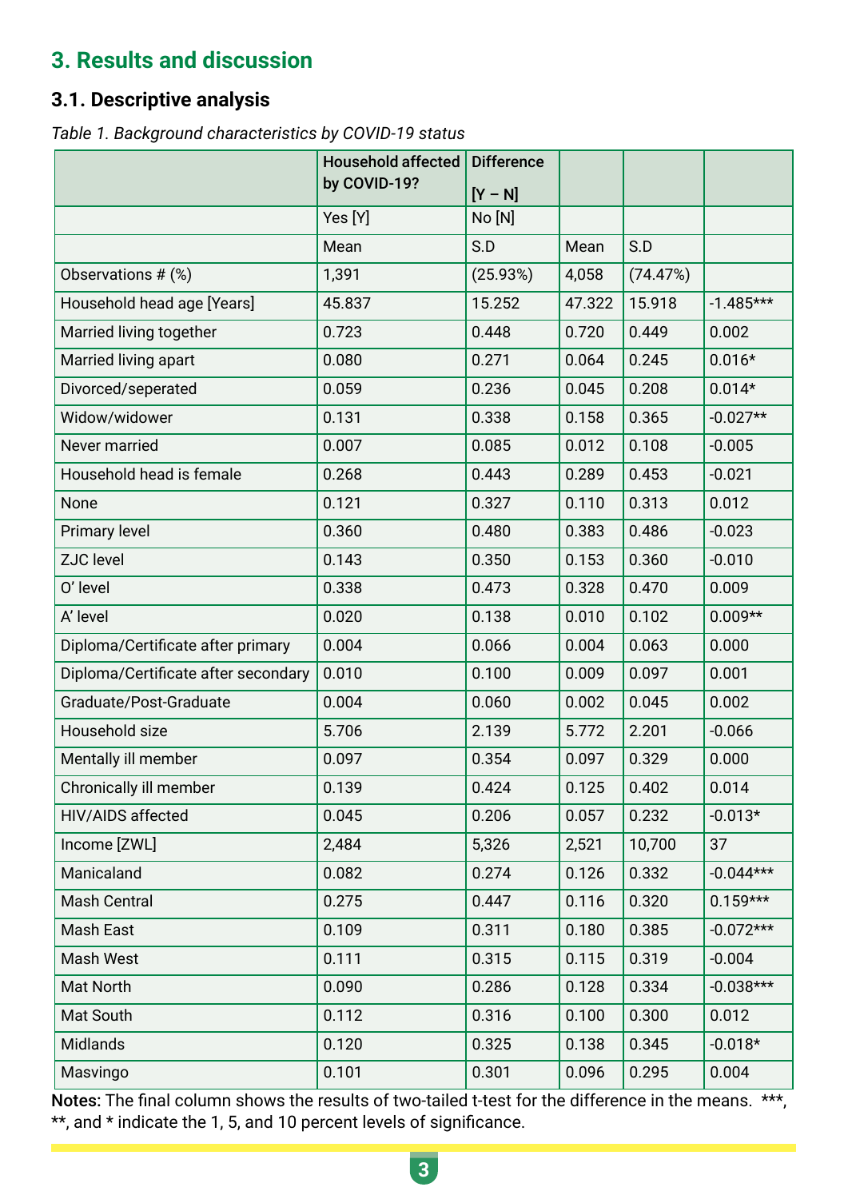## 3. Results and discussion

### 3.1. Descriptive analysis

*Table 1. Background characteristics by COVID-19 status*

| | Household affected by COVID-19? | Difference [Y – N] | | | |
|---|---|---|---|---|---|
| | Yes [Y] | No [N] | | | |
| | Mean | S.D | Mean | S.D | |
| Observations # (%) | 1,391 | (25.93%) | 4,058 | (74.47%) | |
| Household head age [Years] | 45.837 | 15.252 | 47.322 | 15.918 | -1.485*** |
| Married living together | 0.723 | 0.448 | 0.720 | 0.449 | 0.002 |
| Married living apart | 0.080 | 0.271 | 0.064 | 0.245 | 0.016* |
| Divorced/seperated | 0.059 | 0.236 | 0.045 | 0.208 | 0.014* |
| Widow/widower | 0.131 | 0.338 | 0.158 | 0.365 | -0.027** |
| Never married | 0.007 | 0.085 | 0.012 | 0.108 | -0.005 |
| Household head is female | 0.268 | 0.443 | 0.289 | 0.453 | -0.021 |
| None | 0.121 | 0.327 | 0.110 | 0.313 | 0.012 |
| Primary level | 0.360 | 0.480 | 0.383 | 0.486 | -0.023 |
| ZJC level | 0.143 | 0.350 | 0.153 | 0.360 | -0.010 |
| O' level | 0.338 | 0.473 | 0.328 | 0.470 | 0.009 |
| A' level | 0.020 | 0.138 | 0.010 | 0.102 | 0.009** |
| Diploma/Certificate after primary | 0.004 | 0.066 | 0.004 | 0.063 | 0.000 |
| Diploma/Certificate after secondary | 0.010 | 0.100 | 0.009 | 0.097 | 0.001 |
| Graduate/Post-Graduate | 0.004 | 0.060 | 0.002 | 0.045 | 0.002 |
| Household size | 5.706 | 2.139 | 5.772 | 2.201 | -0.066 |
| Mentally ill member | 0.097 | 0.354 | 0.097 | 0.329 | 0.000 |
| Chronically ill member | 0.139 | 0.424 | 0.125 | 0.402 | 0.014 |
| HIV/AIDS affected | 0.045 | 0.206 | 0.057 | 0.232 | -0.013* |
| Income [ZWL] | 2,484 | 5,326 | 2,521 | 10,700 | 37 |
| Manicaland | 0.082 | 0.274 | 0.126 | 0.332 | -0.044*** |
| Mash Central | 0.275 | 0.447 | 0.116 | 0.320 | 0.159*** |
| Mash East | 0.109 | 0.311 | 0.180 | 0.385 | -0.072*** |
| Mash West | 0.111 | 0.315 | 0.115 | 0.319 | -0.004 |
| Mat North | 0.090 | 0.286 | 0.128 | 0.334 | -0.038*** |
| Mat South | 0.112 | 0.316 | 0.100 | 0.300 | 0.012 |
| Midlands | 0.120 | 0.325 | 0.138 | 0.345 | -0.018* |
| Masvingo | 0.101 | 0.301 | 0.096 | 0.295 | 0.004 |

**Notes:** The final column shows the results of two-tailed t-test for the difference in the means. ***, **, and * indicate the 1, 5, and 10 percent levels of significance.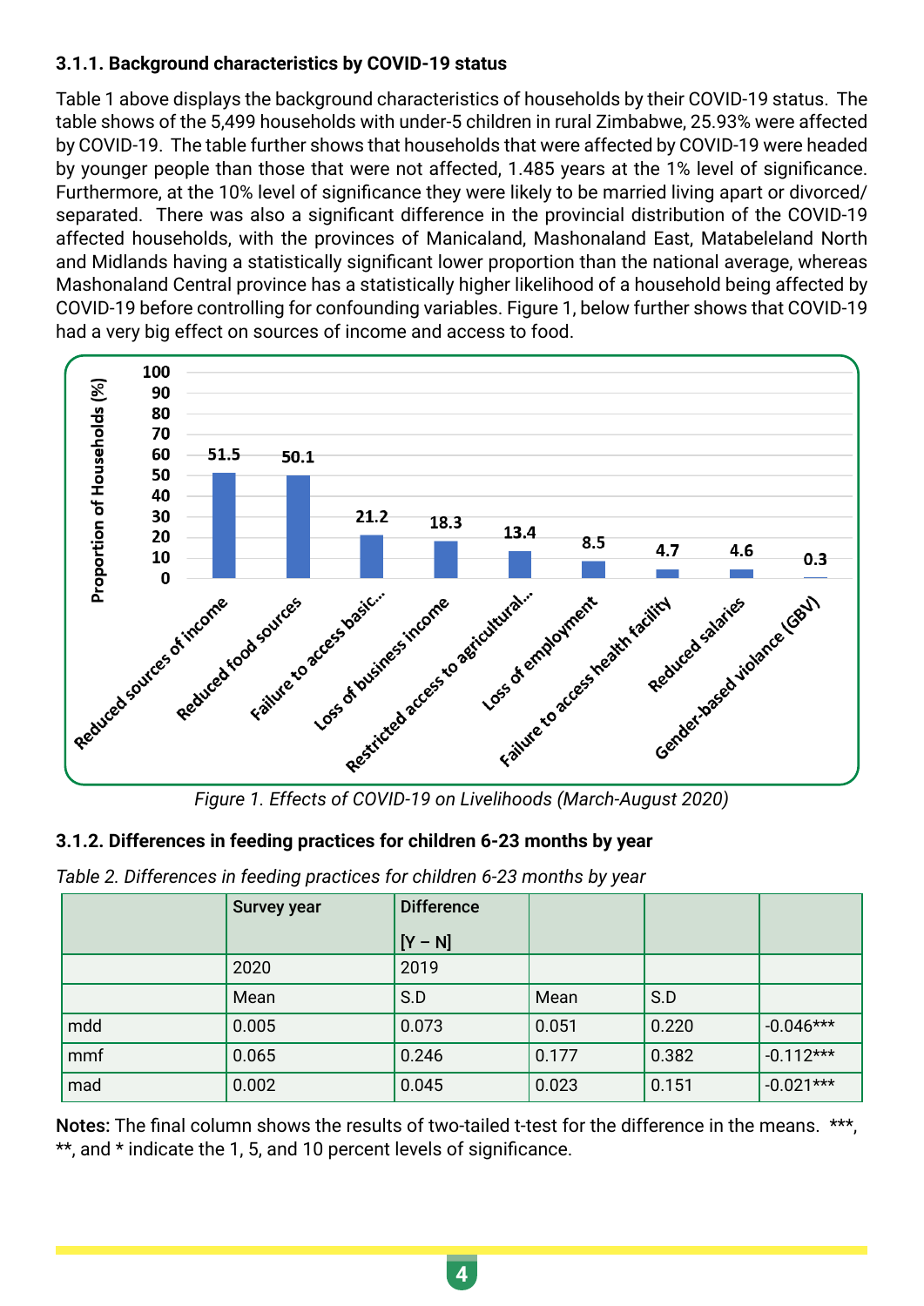### 3.1.1. Background characteristics by COVID-19 status

Table 1 above displays the background characteristics of households by their COVID-19 status. The table shows of the 5,499 households with under-5 children in rural Zimbabwe, 25.93% were affected by COVID-19. The table further shows that households that were affected by COVID-19 were headed by younger people than those that were not affected, 1.485 years at the 1% level of significance. Furthermore, at the 10% level of significance they were likely to be married living apart or divorced/separated. There was also a significant difference in the provincial distribution of the COVID-19 affected households, with the provinces of Manicaland, Mashonaland East, Matabeleland North and Midlands having a statistically significant lower proportion than the national average, whereas Mashonaland Central province has a statistically higher likelihood of a household being affected by COVID-19 before controlling for confounding variables. Figure 1, below further shows that COVID-19 had a very big effect on sources of income and access to food.

| Effect | Proportion of Households (%) |
|---|---|
| Reduced sources of income | 51.5 |
| Reduced food sources | 50.1 |
| Failure to access basic... | 21.2 |
| Loss of business income | 18.3 |
| Restricted access to agricultural... | 13.4 |
| Loss of employment | 8.5 |
| Failure to access health facility | 4.7 |
| Reduced salaries | 4.6 |
| Gender-based violance (GBV) | 0.3 |

*Figure 1. Effects of COVID-19 on Livelihoods (March-August 2020)*

### 3.1.2. Differences in feeding practices for children 6-23 months by year

*Table 2. Differences in feeding practices for children 6-23 months by year*

| | Survey year | Difference [Y – N] | | | |
|---|---|---|---|---|---|
| | 2020 | 2019 | | | |
| | Mean | S.D | Mean | S.D | |
| mdd | 0.005 | 0.073 | 0.051 | 0.220 | -0.046*** |
| mmf | 0.065 | 0.246 | 0.177 | 0.382 | -0.112*** |
| mad | 0.002 | 0.045 | 0.023 | 0.151 | -0.021*** |

**Notes:** The final column shows the results of two-tailed t-test for the difference in the means. ***, **, and * indicate the 1, 5, and 10 percent levels of significance.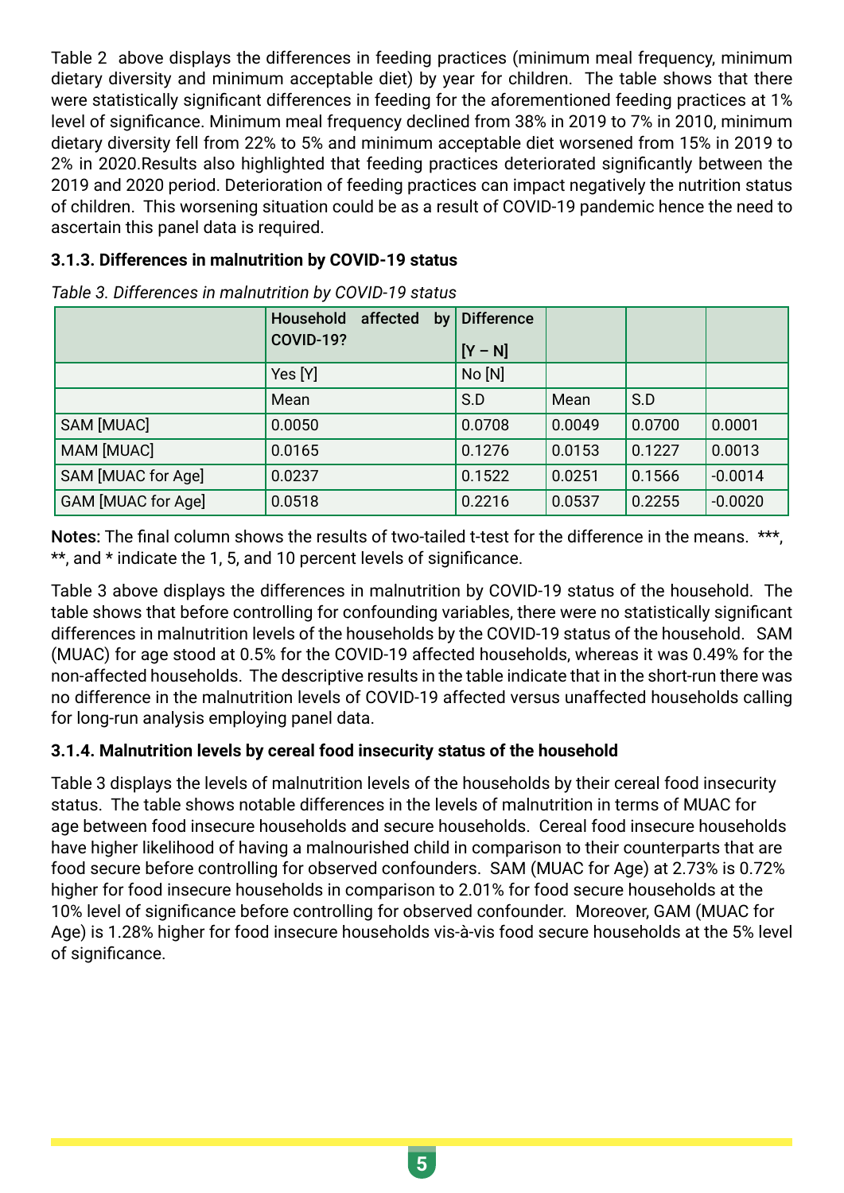Table 2 above displays the differences in feeding practices (minimum meal frequency, minimum dietary diversity and minimum acceptable diet) by year for children. The table shows that there were statistically significant differences in feeding for the aforementioned feeding practices at 1% level of significance. Minimum meal frequency declined from 38% in 2019 to 7% in 2010, minimum dietary diversity fell from 22% to 5% and minimum acceptable diet worsened from 15% in 2019 to 2% in 2020.Results also highlighted that feeding practices deteriorated significantly between the 2019 and 2020 period. Deterioration of feeding practices can impact negatively the nutrition status of children. This worsening situation could be as a result of COVID-19 pandemic hence the need to ascertain this panel data is required.

### 3.1.3. Differences in malnutrition by COVID-19 status

*Table 3. Differences in malnutrition by COVID-19 status*

| | Household affected by COVID-19? | Difference [Y – N] | | | |
|---|---|---|---|---|---|
| | Yes [Y] | No [N] | | | |
| | Mean | S.D | Mean | S.D | |
| SAM [MUAC] | 0.0050 | 0.0708 | 0.0049 | 0.0700 | 0.0001 |
| MAM [MUAC] | 0.0165 | 0.1276 | 0.0153 | 0.1227 | 0.0013 |
| SAM [MUAC for Age] | 0.0237 | 0.1522 | 0.0251 | 0.1566 | -0.0014 |
| GAM [MUAC for Age] | 0.0518 | 0.2216 | 0.0537 | 0.2255 | -0.0020 |

**Notes:** The final column shows the results of two-tailed t-test for the difference in the means. ***, **, and * indicate the 1, 5, and 10 percent levels of significance.

Table 3 above displays the differences in malnutrition by COVID-19 status of the household. The table shows that before controlling for confounding variables, there were no statistically significant differences in malnutrition levels of the households by the COVID-19 status of the household. SAM (MUAC) for age stood at 0.5% for the COVID-19 affected households, whereas it was 0.49% for the non-affected households. The descriptive results in the table indicate that in the short-run there was no difference in the malnutrition levels of COVID-19 affected versus unaffected households calling for long-run analysis employing panel data.

### 3.1.4. Malnutrition levels by cereal food insecurity status of the household

Table 3 displays the levels of malnutrition levels of the households by their cereal food insecurity status. The table shows notable differences in the levels of malnutrition in terms of MUAC for age between food insecure households and secure households. Cereal food insecure households have higher likelihood of having a malnourished child in comparison to their counterparts that are food secure before controlling for observed confounders. SAM (MUAC for Age) at 2.73% is 0.72% higher for food insecure households in comparison to 2.01% for food secure households at the 10% level of significance before controlling for observed confounder. Moreover, GAM (MUAC for Age) is 1.28% higher for food insecure households vis-à-vis food secure households at the 5% level of significance.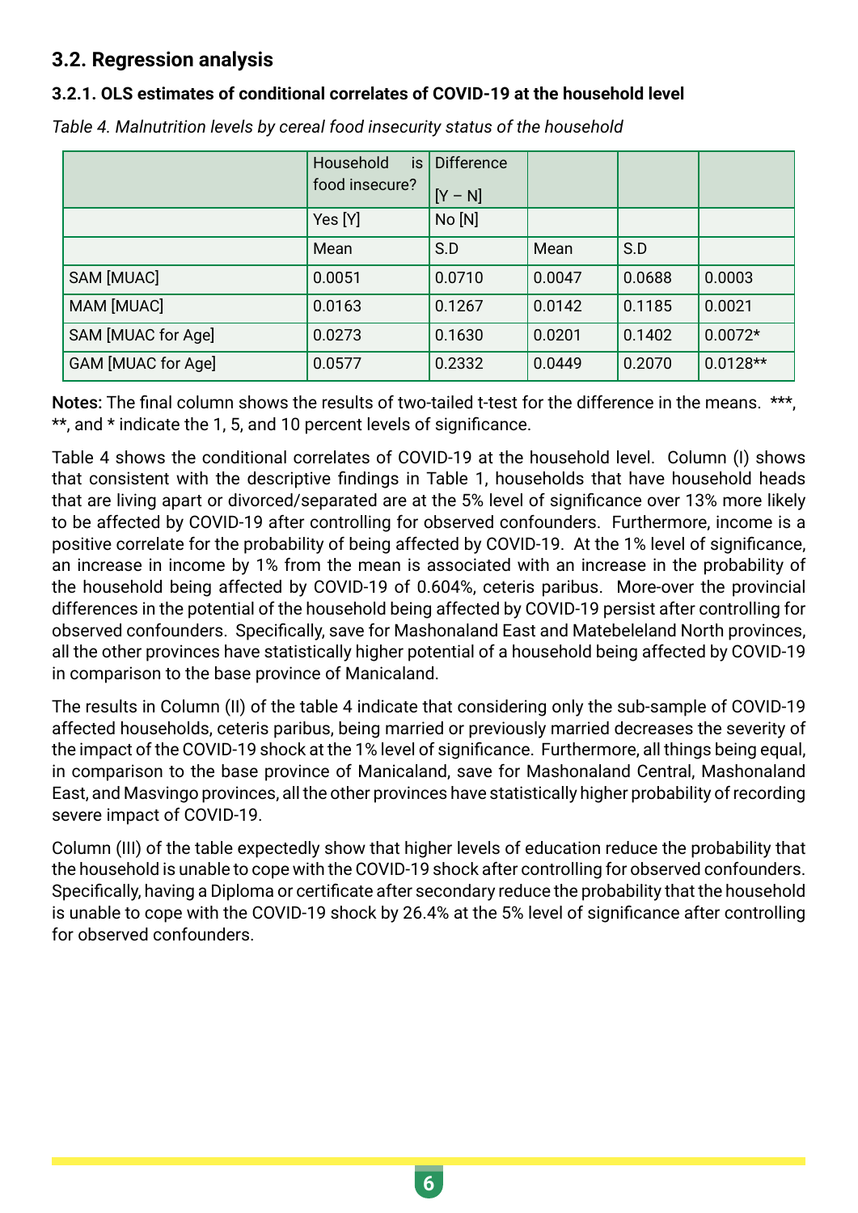## 3.2. Regression analysis

### 3.2.1. OLS estimates of conditional correlates of COVID-19 at the household level

*Table 4. Malnutrition levels by cereal food insecurity status of the household*

| | Household is food insecure? | Difference [Y – N] | | | |
|---|---|---|---|---|---|
| | Yes [Y] | No [N] | | | |
| | Mean | S.D | Mean | S.D | |
| SAM [MUAC] | 0.0051 | 0.0710 | 0.0047 | 0.0688 | 0.0003 |
| MAM [MUAC] | 0.0163 | 0.1267 | 0.0142 | 0.1185 | 0.0021 |
| SAM [MUAC for Age] | 0.0273 | 0.1630 | 0.0201 | 0.1402 | 0.0072* |
| GAM [MUAC for Age] | 0.0577 | 0.2332 | 0.0449 | 0.2070 | 0.0128** |

**Notes:** The final column shows the results of two-tailed t-test for the difference in the means. ***, **, and * indicate the 1, 5, and 10 percent levels of significance.

Table 4 shows the conditional correlates of COVID-19 at the household level. Column (I) shows that consistent with the descriptive findings in Table 1, households that have household heads that are living apart or divorced/separated are at the 5% level of significance over 13% more likely to be affected by COVID-19 after controlling for observed confounders. Furthermore, income is a positive correlate for the probability of being affected by COVID-19. At the 1% level of significance, an increase in income by 1% from the mean is associated with an increase in the probability of the household being affected by COVID-19 of 0.604%, ceteris paribus. More-over the provincial differences in the potential of the household being affected by COVID-19 persist after controlling for observed confounders. Specifically, save for Mashonaland East and Matebeleland North provinces, all the other provinces have statistically higher potential of a household being affected by COVID-19 in comparison to the base province of Manicaland.

The results in Column (II) of the table 4 indicate that considering only the sub-sample of COVID-19 affected households, ceteris paribus, being married or previously married decreases the severity of the impact of the COVID-19 shock at the 1% level of significance. Furthermore, all things being equal, in comparison to the base province of Manicaland, save for Mashonaland Central, Mashonaland East, and Masvingo provinces, all the other provinces have statistically higher probability of recording severe impact of COVID-19.

Column (III) of the table expectedly show that higher levels of education reduce the probability that the household is unable to cope with the COVID-19 shock after controlling for observed confounders. Specifically, having a Diploma or certificate after secondary reduce the probability that the household is unable to cope with the COVID-19 shock by 26.4% at the 5% level of significance after controlling for observed confounders.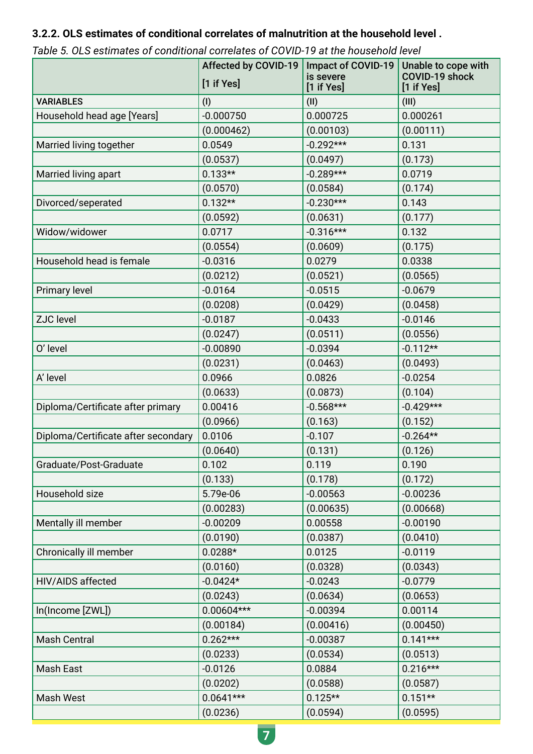### 3.2.2. OLS estimates of conditional correlates of malnutrition at the household level .

*Table 5. OLS estimates of conditional correlates of COVID-19 at the household level*

| | Affected by COVID-19 [1 if Yes] | Impact of COVID-19 is severe [1 if Yes] | Unable to cope with COVID-19 shock [1 if Yes] |
|---|---|---|---|
| VARIABLES | (I) | (II) | (III) |
| Household head age [Years] | -0.000750 | 0.000725 | 0.000261 |
| | (0.000462) | (0.00103) | (0.00111) |
| Married living together | 0.0549 | -0.292*** | 0.131 |
| | (0.0537) | (0.0497) | (0.173) |
| Married living apart | 0.133** | -0.289*** | 0.0719 |
| | (0.0570) | (0.0584) | (0.174) |
| Divorced/seperated | 0.132** | -0.230*** | 0.143 |
| | (0.0592) | (0.0631) | (0.177) |
| Widow/widower | 0.0717 | -0.316*** | 0.132 |
| | (0.0554) | (0.0609) | (0.175) |
| Household head is female | -0.0316 | 0.0279 | 0.0338 |
| | (0.0212) | (0.0521) | (0.0565) |
| Primary level | -0.0164 | -0.0515 | -0.0679 |
| | (0.0208) | (0.0429) | (0.0458) |
| ZJC level | -0.0187 | -0.0433 | -0.0146 |
| | (0.0247) | (0.0511) | (0.0556) |
| O' level | -0.00890 | -0.0394 | -0.112** |
| | (0.0231) | (0.0463) | (0.0493) |
| A' level | 0.0966 | 0.0826 | -0.0254 |
| | (0.0633) | (0.0873) | (0.104) |
| Diploma/Certificate after primary | 0.00416 | -0.568*** | -0.429*** |
| | (0.0966) | (0.163) | (0.152) |
| Diploma/Certificate after secondary | 0.0106 | -0.107 | -0.264** |
| | (0.0640) | (0.131) | (0.126) |
| Graduate/Post-Graduate | 0.102 | 0.119 | 0.190 |
| | (0.133) | (0.178) | (0.172) |
| Household size | 5.79e-06 | -0.00563 | -0.00236 |
| | (0.00283) | (0.00635) | (0.00668) |
| Mentally ill member | -0.00209 | 0.00558 | -0.00190 |
| | (0.0190) | (0.0387) | (0.0410) |
| Chronically ill member | 0.0288* | 0.0125 | -0.0119 |
| | (0.0160) | (0.0328) | (0.0343) |
| HIV/AIDS affected | -0.0424* | -0.0243 | -0.0779 |
| | (0.0243) | (0.0634) | (0.0653) |
| ln(Income [ZWL]) | 0.00604*** | -0.00394 | 0.00114 |
| | (0.00184) | (0.00416) | (0.00450) |
| Mash Central | 0.262*** | -0.00387 | 0.141*** |
| | (0.0233) | (0.0534) | (0.0513) |
| Mash East | -0.0126 | 0.0884 | 0.216*** |
| | (0.0202) | (0.0588) | (0.0587) |
| Mash West | 0.0641*** | 0.125** | 0.151** |
| | (0.0236) | (0.0594) | (0.0595) |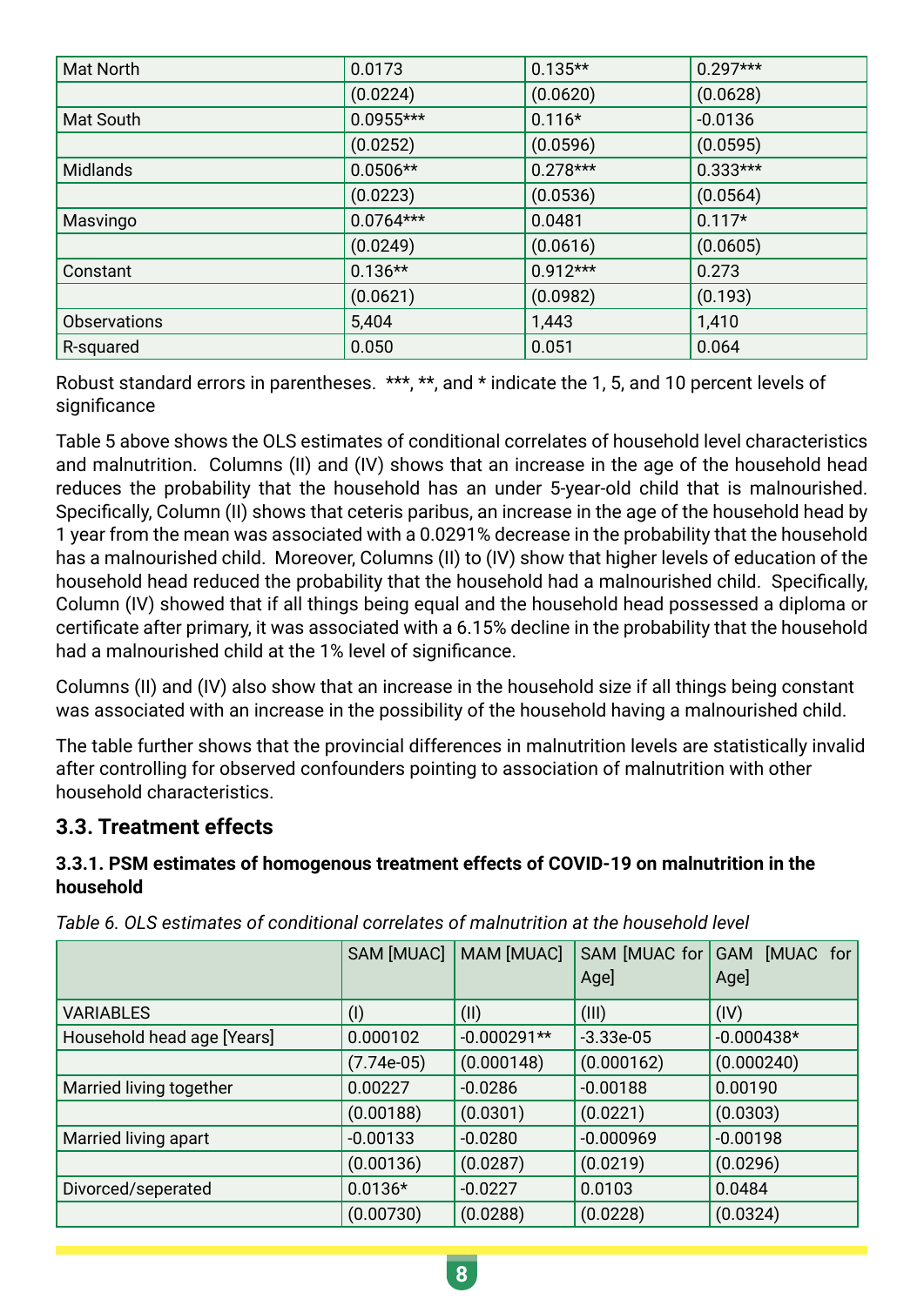| | | | |
|---|---|---|---|
| Mat North | 0.0173 | 0.135** | 0.297*** |
| | (0.0224) | (0.0620) | (0.0628) |
| Mat South | 0.0955*** | 0.116* | -0.0136 |
| | (0.0252) | (0.0596) | (0.0595) |
| Midlands | 0.0506** | 0.278*** | 0.333*** |
| | (0.0223) | (0.0536) | (0.0564) |
| Masvingo | 0.0764*** | 0.0481 | 0.117* |
| | (0.0249) | (0.0616) | (0.0605) |
| Constant | 0.136** | 0.912*** | 0.273 |
| | (0.0621) | (0.0982) | (0.193) |
| Observations | 5,404 | 1,443 | 1,410 |
| R-squared | 0.050 | 0.051 | 0.064 |

Robust standard errors in parentheses. ***, **, and * indicate the 1, 5, and 10 percent levels of significance

Table 5 above shows the OLS estimates of conditional correlates of household level characteristics and malnutrition. Columns (II) and (IV) shows that an increase in the age of the household head reduces the probability that the household has an under 5-year-old child that is malnourished. Specifically, Column (II) shows that ceteris paribus, an increase in the age of the household head by 1 year from the mean was associated with a 0.0291% decrease in the probability that the household has a malnourished child. Moreover, Columns (II) to (IV) show that higher levels of education of the household head reduced the probability that the household had a malnourished child. Specifically, Column (IV) showed that if all things being equal and the household head possessed a diploma or certificate after primary, it was associated with a 6.15% decline in the probability that the household had a malnourished child at the 1% level of significance.

Columns (II) and (IV) also show that an increase in the household size if all things being constant was associated with an increase in the possibility of the household having a malnourished child.

The table further shows that the provincial differences in malnutrition levels are statistically invalid after controlling for observed confounders pointing to association of malnutrition with other household characteristics.

## 3.3. Treatment effects

### 3.3.1. PSM estimates of homogenous treatment effects of COVID-19 on malnutrition in the household

*Table 6. OLS estimates of conditional correlates of malnutrition at the household level*

| | SAM [MUAC] | MAM [MUAC] | SAM [MUAC for Age] | GAM [MUAC for Age] |
|---|---|---|---|---|
| VARIABLES | (I) | (II) | (III) | (IV) |
| Household head age [Years] | 0.000102 | -0.000291** | -3.33e-05 | -0.000438* |
| | (7.74e-05) | (0.000148) | (0.000162) | (0.000240) |
| Married living together | 0.00227 | -0.0286 | -0.00188 | 0.00190 |
| | (0.00188) | (0.0301) | (0.0221) | (0.0303) |
| Married living apart | -0.00133 | -0.0280 | -0.000969 | -0.00198 |
| | (0.00136) | (0.0287) | (0.0219) | (0.0296) |
| Divorced/seperated | 0.0136* | -0.0227 | 0.0103 | 0.0484 |
| | (0.00730) | (0.0288) | (0.0228) | (0.0324) |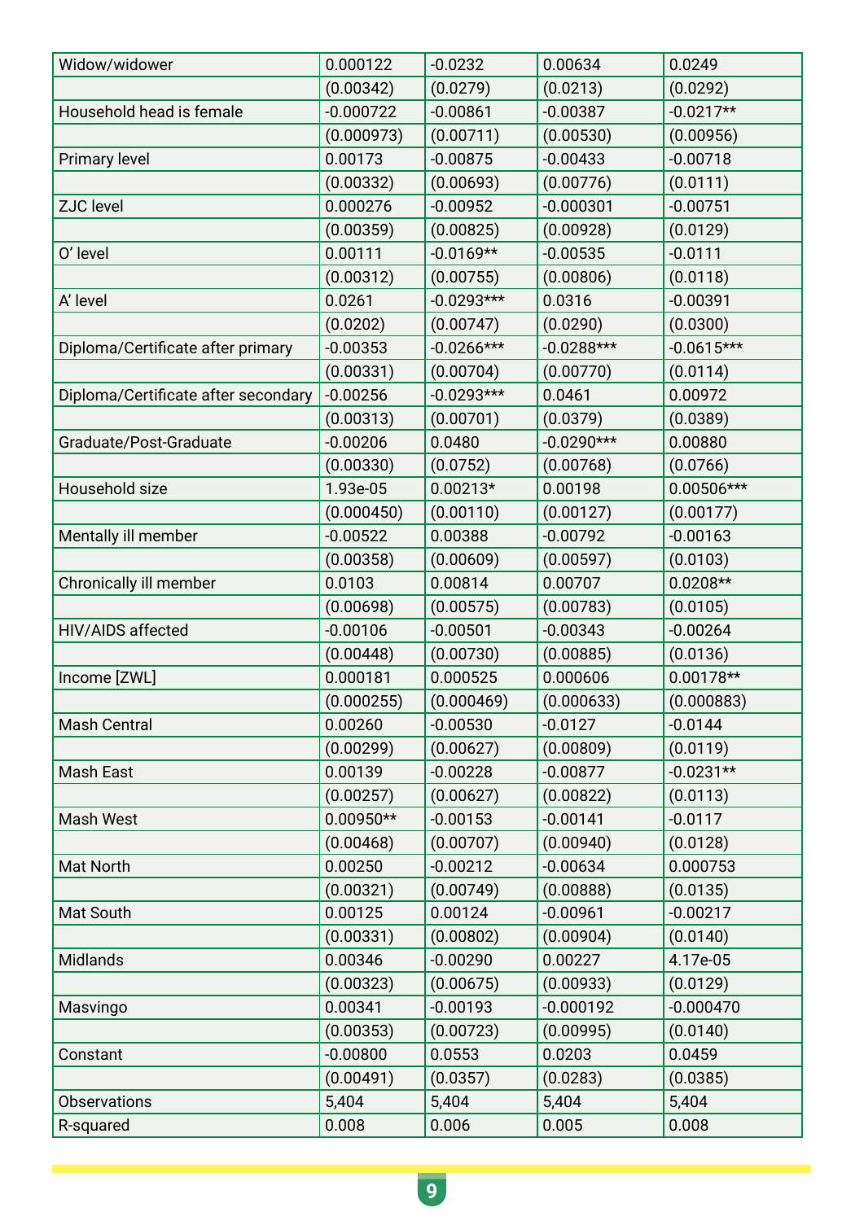| | | | | |
|---|---|---|---|---|
| Widow/widower | 0.000122 | -0.0232 | 0.00634 | 0.0249 |
| | (0.00342) | (0.0279) | (0.0213) | (0.0292) |
| Household head is female | -0.000722 | -0.00861 | -0.00387 | -0.0217** |
| | (0.000973) | (0.00711) | (0.00530) | (0.00956) |
| Primary level | 0.00173 | -0.00875 | -0.00433 | -0.00718 |
| | (0.00332) | (0.00693) | (0.00776) | (0.0111) |
| ZJC level | 0.000276 | -0.00952 | -0.000301 | -0.00751 |
| | (0.00359) | (0.00825) | (0.00928) | (0.0129) |
| O' level | 0.00111 | -0.0169** | -0.00535 | -0.0111 |
| | (0.00312) | (0.00755) | (0.00806) | (0.0118) |
| A' level | 0.0261 | -0.0293*** | 0.0316 | -0.00391 |
| | (0.0202) | (0.00747) | (0.0290) | (0.0300) |
| Diploma/Certificate after primary | -0.00353 | -0.0266*** | -0.0288*** | -0.0615*** |
| | (0.00331) | (0.00704) | (0.00770) | (0.0114) |
| Diploma/Certificate after secondary | -0.00256 | -0.0293*** | 0.0461 | 0.00972 |
| | (0.00313) | (0.00701) | (0.0379) | (0.0389) |
| Graduate/Post-Graduate | -0.00206 | 0.0480 | -0.0290*** | 0.00880 |
| | (0.00330) | (0.0752) | (0.00768) | (0.0766) |
| Household size | 1.93e-05 | 0.00213* | 0.00198 | 0.00506*** |
| | (0.000450) | (0.00110) | (0.00127) | (0.00177) |
| Mentally ill member | -0.00522 | 0.00388 | -0.00792 | -0.00163 |
| | (0.00358) | (0.00609) | (0.00597) | (0.0103) |
| Chronically ill member | 0.0103 | 0.00814 | 0.00707 | 0.0208** |
| | (0.00698) | (0.00575) | (0.00783) | (0.0105) |
| HIV/AIDS affected | -0.00106 | -0.00501 | -0.00343 | -0.00264 |
| | (0.00448) | (0.00730) | (0.00885) | (0.0136) |
| Income [ZWL] | 0.000181 | 0.000525 | 0.000606 | 0.00178** |
| | (0.000255) | (0.000469) | (0.000633) | (0.000883) |
| Mash Central | 0.00260 | -0.00530 | -0.0127 | -0.0144 |
| | (0.00299) | (0.00627) | (0.00809) | (0.0119) |
| Mash East | 0.00139 | -0.00228 | -0.00877 | -0.0231** |
| | (0.00257) | (0.00627) | (0.00822) | (0.0113) |
| Mash West | 0.00950** | -0.00153 | -0.00141 | -0.0117 |
| | (0.00468) | (0.00707) | (0.00940) | (0.0128) |
| Mat North | 0.00250 | -0.00212 | -0.00634 | 0.000753 |
| | (0.00321) | (0.00749) | (0.00888) | (0.0135) |
| Mat South | 0.00125 | 0.00124 | -0.00961 | -0.00217 |
| | (0.00331) | (0.00802) | (0.00904) | (0.0140) |
| Midlands | 0.00346 | -0.00290 | 0.00227 | 4.17e-05 |
| | (0.00323) | (0.00675) | (0.00933) | (0.0129) |
| Masvingo | 0.00341 | -0.00193 | -0.000192 | -0.000470 |
| | (0.00353) | (0.00723) | (0.00995) | (0.0140) |
| Constant | -0.00800 | 0.0553 | 0.0203 | 0.0459 |
| | (0.00491) | (0.0357) | (0.0283) | (0.0385) |
| Observations | 5,404 | 5,404 | 5,404 | 5,404 |
| R-squared | 0.008 | 0.006 | 0.005 | 0.008 |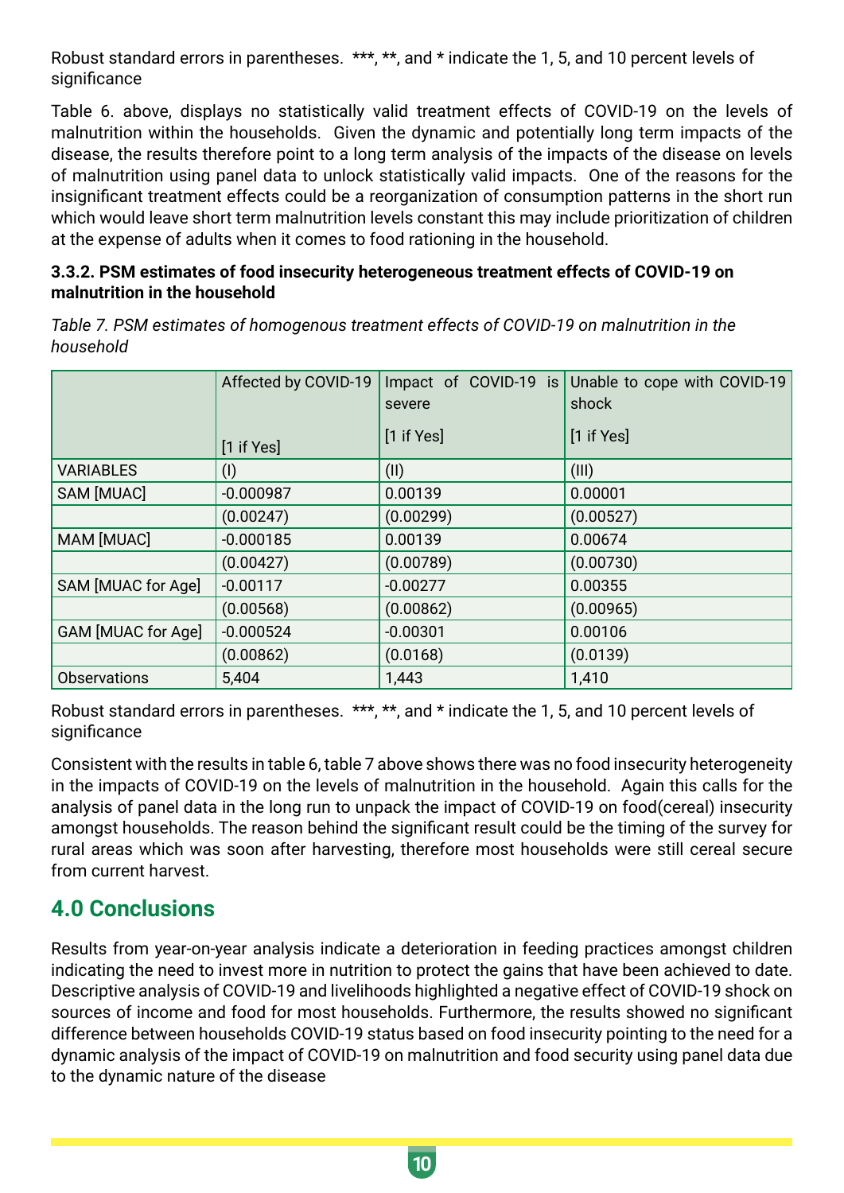Robust standard errors in parentheses. ***, **, and * indicate the 1, 5, and 10 percent levels of significance

Table 6. above, displays no statistically valid treatment effects of COVID-19 on the levels of malnutrition within the households. Given the dynamic and potentially long term impacts of the disease, the results therefore point to a long term analysis of the impacts of the disease on levels of malnutrition using panel data to unlock statistically valid impacts. One of the reasons for the insignificant treatment effects could be a reorganization of consumption patterns in the short run which would leave short term malnutrition levels constant this may include prioritization of children at the expense of adults when it comes to food rationing in the household.

### 3.3.2. PSM estimates of food insecurity heterogeneous treatment effects of COVID-19 on malnutrition in the household

*Table 7. PSM estimates of homogenous treatment effects of COVID-19 on malnutrition in the household*

| | Affected by COVID-19 [1 if Yes] | Impact of COVID-19 is severe [1 if Yes] | Unable to cope with COVID-19 shock [1 if Yes] |
|---|---|---|---|
| VARIABLES | (I) | (II) | (III) |
| SAM [MUAC] | -0.000987 | 0.00139 | 0.00001 |
| | (0.00247) | (0.00299) | (0.00527) |
| MAM [MUAC] | -0.000185 | 0.00139 | 0.00674 |
| | (0.00427) | (0.00789) | (0.00730) |
| SAM [MUAC for Age] | -0.00117 | -0.00277 | 0.00355 |
| | (0.00568) | (0.00862) | (0.00965) |
| GAM [MUAC for Age] | -0.000524 | -0.00301 | 0.00106 |
| | (0.00862) | (0.0168) | (0.0139) |
| Observations | 5,404 | 1,443 | 1,410 |

Robust standard errors in parentheses. ***, **, and * indicate the 1, 5, and 10 percent levels of significance

Consistent with the results in table 6, table 7 above shows there was no food insecurity heterogeneity in the impacts of COVID-19 on the levels of malnutrition in the household. Again this calls for the analysis of panel data in the long run to unpack the impact of COVID-19 on food(cereal) insecurity amongst households. The reason behind the significant result could be the timing of the survey for rural areas which was soon after harvesting, therefore most households were still cereal secure from current harvest.

## 4.0 Conclusions

Results from year-on-year analysis indicate a deterioration in feeding practices amongst children indicating the need to invest more in nutrition to protect the gains that have been achieved to date. Descriptive analysis of COVID-19 and livelihoods highlighted a negative effect of COVID-19 shock on sources of income and food for most households. Furthermore, the results showed no significant difference between households COVID-19 status based on food insecurity pointing to the need for a dynamic analysis of the impact of COVID-19 on malnutrition and food security using panel data due to the dynamic nature of the disease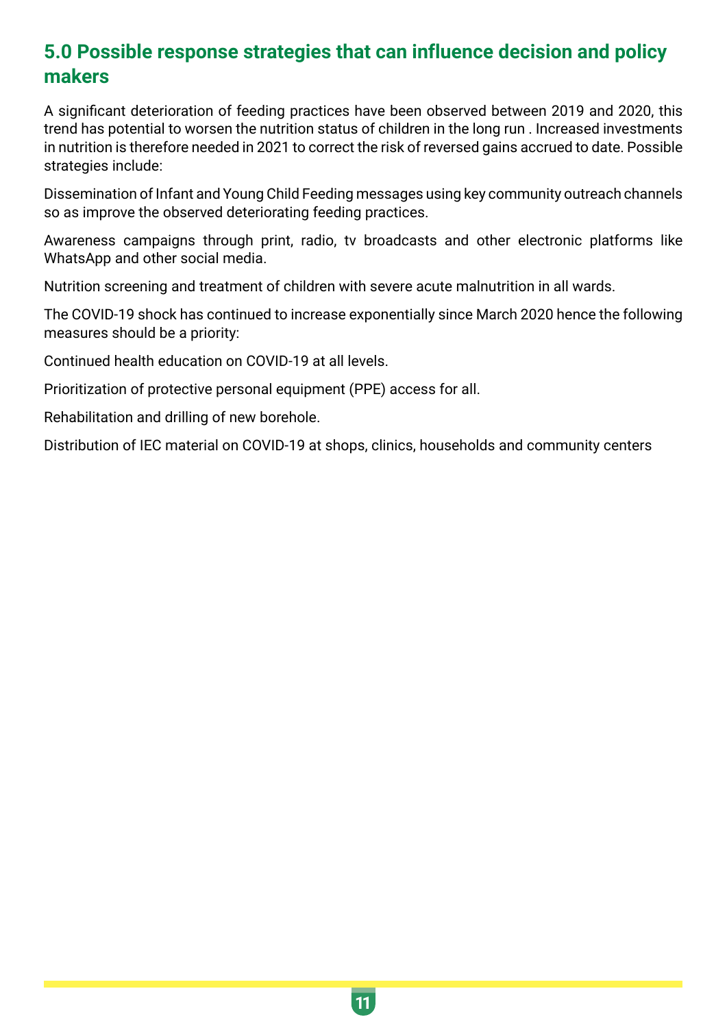## 5.0 Possible response strategies that can influence decision and policy makers

A significant deterioration of feeding practices have been observed between 2019 and 2020, this trend has potential to worsen the nutrition status of children in the long run . Increased investments in nutrition is therefore needed in 2021 to correct the risk of reversed gains accrued to date. Possible strategies include:

Dissemination of Infant and Young Child Feeding messages using key community outreach channels so as improve the observed deteriorating feeding practices.

Awareness campaigns through print, radio, tv broadcasts and other electronic platforms like WhatsApp and other social media.

Nutrition screening and treatment of children with severe acute malnutrition in all wards.

The COVID-19 shock has continued to increase exponentially since March 2020 hence the following measures should be a priority:

Continued health education on COVID-19 at all levels.

Prioritization of protective personal equipment (PPE) access for all.

Rehabilitation and drilling of new borehole.

Distribution of IEC material on COVID-19 at shops, clinics, households and community centers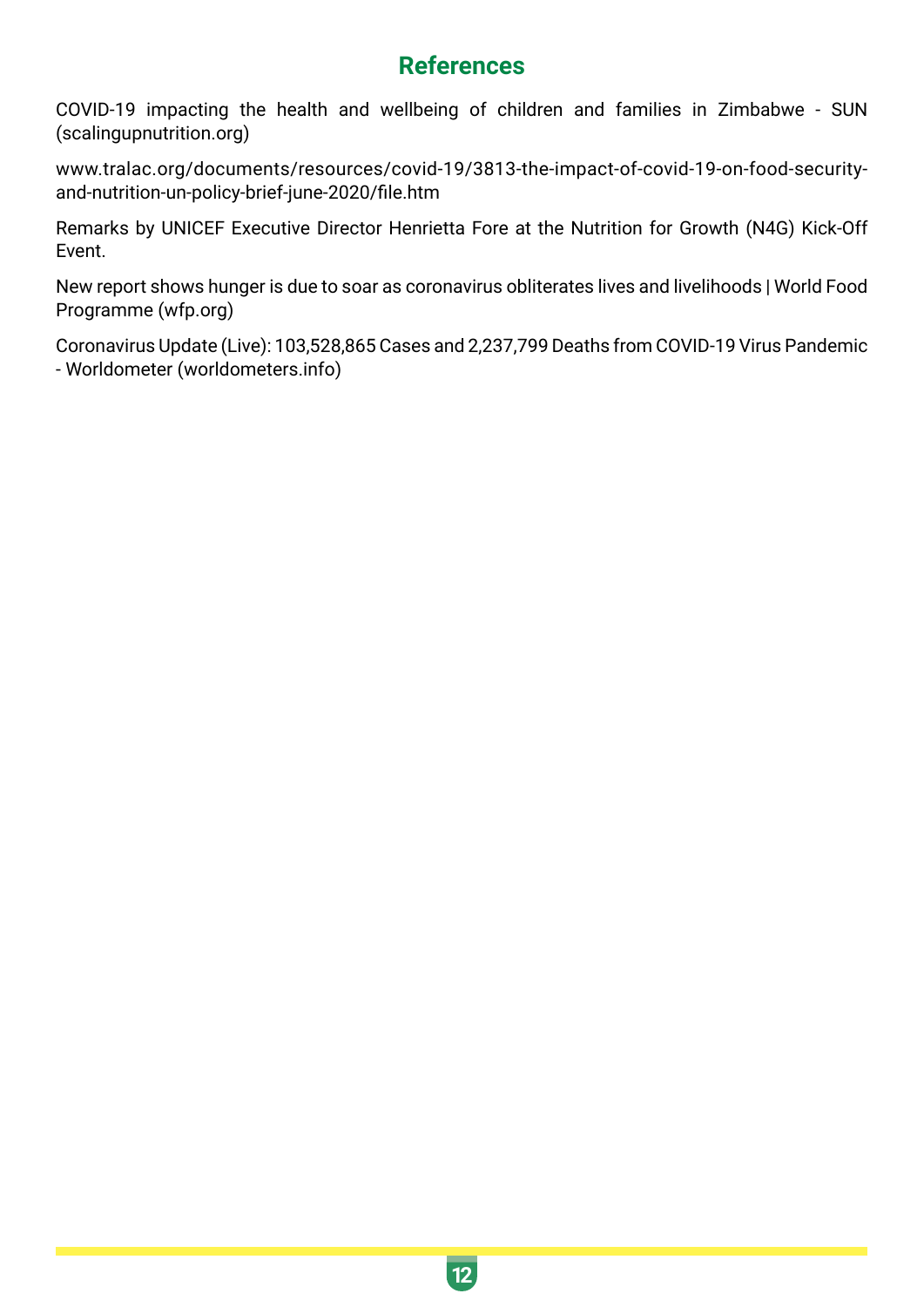# References

COVID-19 impacting the health and wellbeing of children and families in Zimbabwe - SUN (scalingupnutrition.org)

www.tralac.org/documents/resources/covid-19/3813-the-impact-of-covid-19-on-food-security-and-nutrition-un-policy-brief-june-2020/file.htm

Remarks by UNICEF Executive Director Henrietta Fore at the Nutrition for Growth (N4G) Kick-Off Event.

New report shows hunger is due to soar as coronavirus obliterates lives and livelihoods | World Food Programme (wfp.org)

Coronavirus Update (Live): 103,528,865 Cases and 2,237,799 Deaths from COVID-19 Virus Pandemic - Worldometer (worldometers.info)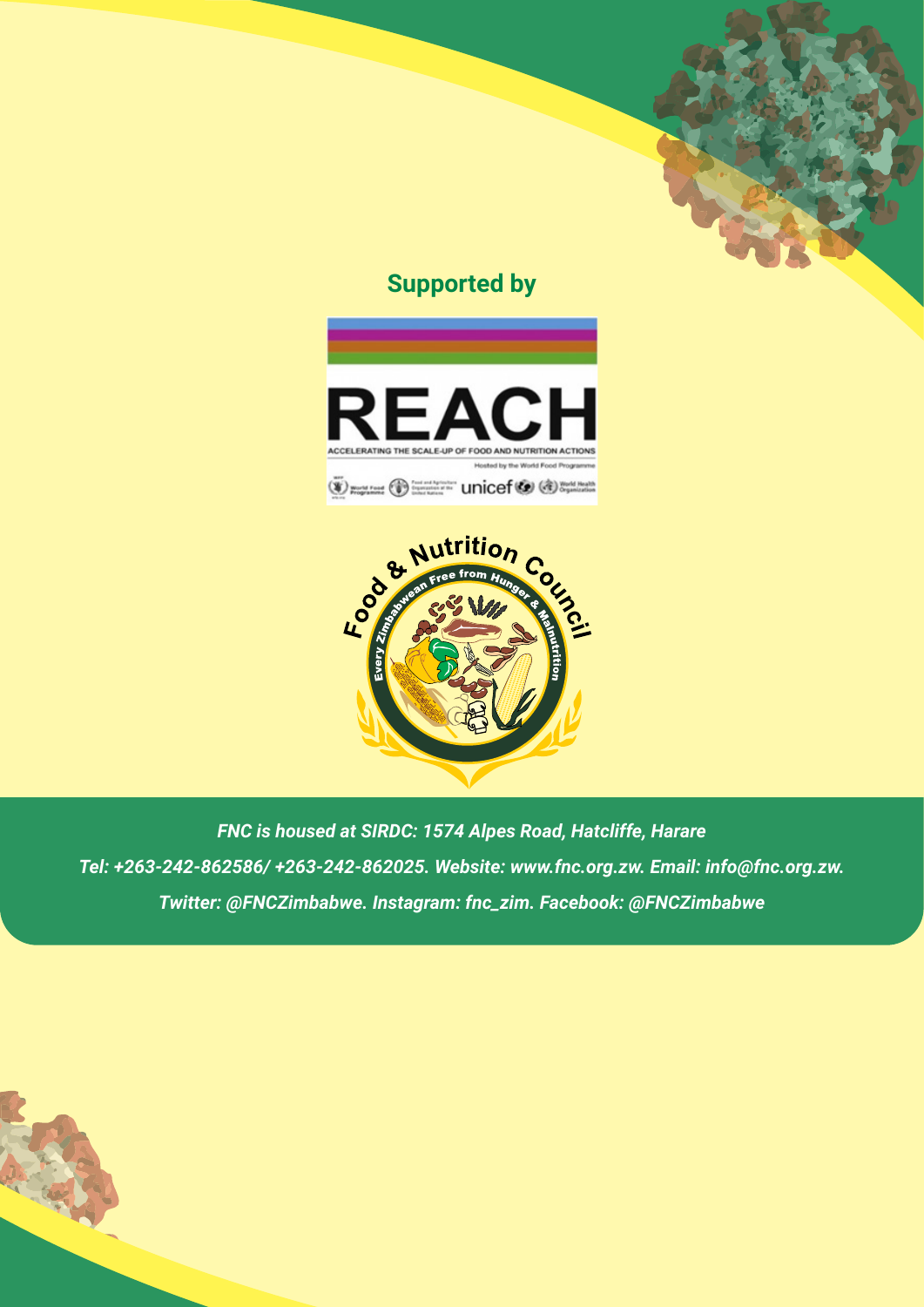**Supported by**

*FNC is housed at SIRDC: 1574 Alpes Road, Hatcliffe, Harare*

*Tel: +263-242-862586/ +263-242-862025. Website: www.fnc.org.zw. Email: info@fnc.org.zw.*

*Twitter: @FNCZimbabwe. Instagram: fnc_zim. Facebook: @FNCZimbabwe*